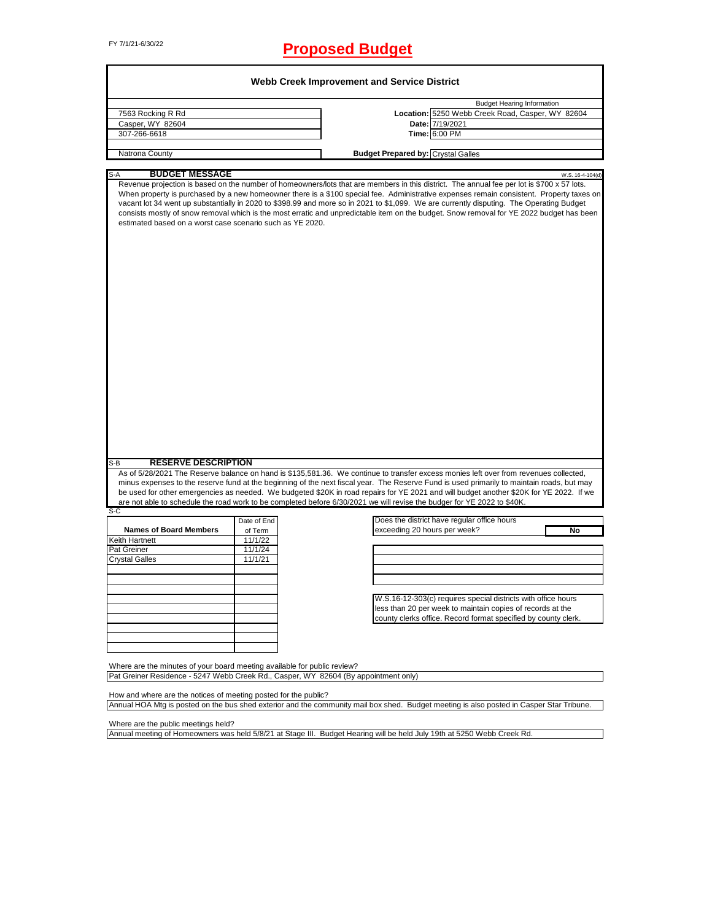FY 7/1/21-6/30/22

# Proposed Budget

## Webb Creek Improvement and Service District

| | Budget Hearing Information |
|---|---|
| 7563 Rocking R Rd | **Location:** 5250 Webb Creek Road, Casper, WY 82604 |
| Casper, WY 82604 | **Date:** 7/19/2021 |
| 307-266-6618 | **Time:** 6:00 PM |
| Natrona County | **Budget Prepared by:** Crystal Galles |

### S-A BUDGET MESSAGE

W.S. 16-4-104(d)

Revenue projection is based on the number of homeowners/lots that are members in this district. The annual fee per lot is $700 x 57 lots. When property is purchased by a new homeowner there is a $100 special fee. Administrative expenses remain consistent. Property taxes on vacant lot 34 went up substantially in 2020 to $398.99 and more so in 2021 to $1,099. We are currently disputing. The Operating Budget consists mostly of snow removal which is the most erratic and unpredictable item on the budget. Snow removal for YE 2022 budget has been estimated based on a worst case scenario such as YE 2020.

### S-B RESERVE DESCRIPTION

As of 5/28/2021 The Reserve balance on hand is $135,581.36. We continue to transfer excess monies left over from revenues collected, minus expenses to the reserve fund at the beginning of the next fiscal year. The Reserve Fund is used primarily to maintain roads, but may be used for other emergencies as needed. We budgeted $20K in road repairs for YE 2021 and will budget another $20K for YE 2022. If we are not able to schedule the road work to be completed before 6/30/2021 we will revise the budger for YE 2022 to $40K.

### S-C

| Names of Board Members | Date of End of Term |
|---|---|
| Keith Hartnett | 11/1/22 |
| Pat Greiner | 11/1/24 |
| Crystal Galles | 11/1/21 |

Does the district have regular office hours exceeding 20 hours per week? **No**

W.S.16-12-303(c) requires special districts with office hours less than 20 per week to maintain copies of records at the county clerks office. Record format specified by county clerk.

Where are the minutes of your board meeting available for public review?

Pat Greiner Residence - 5247 Webb Creek Rd., Casper, WY 82604 (By appointment only)

How and where are the notices of meeting posted for the public?

Annual HOA Mtg is posted on the bus shed exterior and the community mail box shed. Budget meeting is also posted in Casper Star Tribune.

Where are the public meetings held?

Annual meeting of Homeowners was held 5/8/21 at Stage III. Budget Hearing will be held July 19th at 5250 Webb Creek Rd.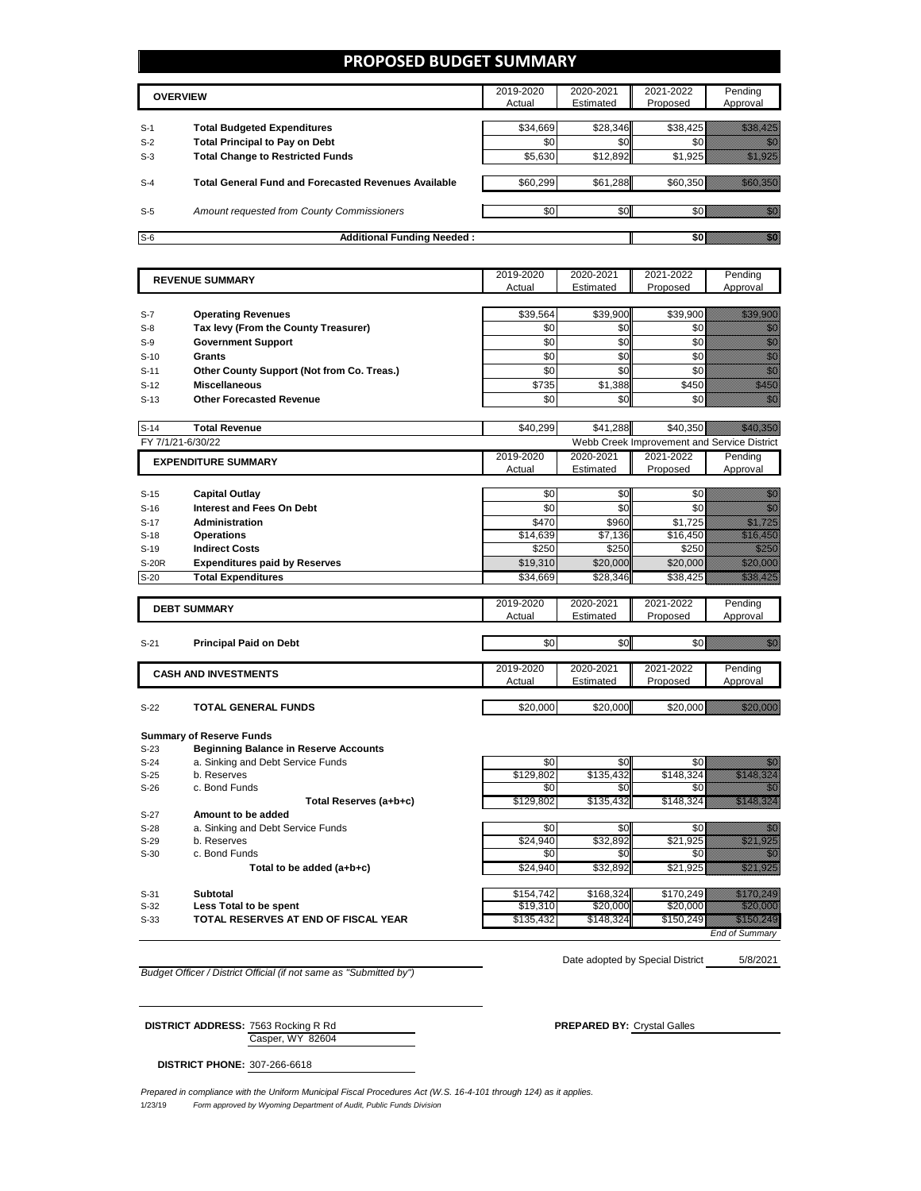# PROPOSED BUDGET SUMMARY

| | OVERVIEW | 2019-2020 Actual | 2020-2021 Estimated | 2021-2022 Proposed | Pending Approval |
|---|---|---|---|---|---|
| S-1 | **Total Budgeted Expenditures** | $34,669 | $28,346 | $38,425 | $38,425 |
| S-2 | **Total Principal to Pay on Debt** | $0 | $0 | $0 | $0 |
| S-3 | **Total Change to Restricted Funds** | $5,630 | $12,892 | $1,925 | $1,925 |
| S-4 | **Total General Fund and Forecasted Revenues Available** | $60,299 | $61,288 | $60,350 | $60,350 |
| S-5 | *Amount requested from County Commissioners* | $0 | $0 | $0 | $0 |
| S-6 | **Additional Funding Needed :** | | | **$0** | $0 |

| | REVENUE SUMMARY | 2019-2020 Actual | 2020-2021 Estimated | 2021-2022 Proposed | Pending Approval |
|---|---|---|---|---|---|
| S-7 | **Operating Revenues** | $39,564 | $39,900 | $39,900 | $39,900 |
| S-8 | **Tax levy (From the County Treasurer)** | $0 | $0 | $0 | $0 |
| S-9 | **Government Support** | $0 | $0 | $0 | $0 |
| S-10 | **Grants** | $0 | $0 | $0 | $0 |
| S-11 | **Other County Support (Not from Co. Treas.)** | $0 | $0 | $0 | $0 |
| S-12 | **Miscellaneous** | $735 | $1,388 | $450 | $450 |
| S-13 | **Other Forecasted Revenue** | $0 | $0 | $0 | $0 |
| S-14 | **Total Revenue** | $40,299 | $41,288 | $40,350 | $40,350 |

FY 7/1/21-6/30/22 — Webb Creek Improvement and Service District

| | EXPENDITURE SUMMARY | 2019-2020 Actual | 2020-2021 Estimated | 2021-2022 Proposed | Pending Approval |
|---|---|---|---|---|---|
| S-15 | **Capital Outlay** | $0 | $0 | $0 | $0 |
| S-16 | **Interest and Fees On Debt** | $0 | $0 | $0 | $0 |
| S-17 | **Administration** | $470 | $960 | $1,725 | $1,725 |
| S-18 | **Operations** | $14,639 | $7,136 | $16,450 | $16,450 |
| S-19 | **Indirect Costs** | $250 | $250 | $250 | $250 |
| S-20R | **Expenditures paid by Reserves** | $19,310 | $20,000 | $20,000 | $20,000 |
| S-20 | **Total Expenditures** | $34,669 | $28,346 | $38,425 | $38,425 |

| | DEBT SUMMARY | 2019-2020 Actual | 2020-2021 Estimated | 2021-2022 Proposed | Pending Approval |
|---|---|---|---|---|---|
| S-21 | **Principal Paid on Debt** | $0 | $0 | $0 | $0 |

| | CASH AND INVESTMENTS | 2019-2020 Actual | 2020-2021 Estimated | 2021-2022 Proposed | Pending Approval |
|---|---|---|---|---|---|
| S-22 | **TOTAL GENERAL FUNDS** | $20,000 | $20,000 | $20,000 | $20,000 |

**Summary of Reserve Funds**

| | | 2019-2020 Actual | 2020-2021 Estimated | 2021-2022 Proposed | Pending Approval |
|---|---|---|---|---|---|
| S-23 | **Beginning Balance in Reserve Accounts** | | | | |
| S-24 | a. Sinking and Debt Service Funds | $0 | $0 | $0 | $0 |
| S-25 | b. Reserves | $129,802 | $135,432 | $148,324 | $148,324 |
| S-26 | c. Bond Funds | $0 | $0 | $0 | $0 |
| | **Total Reserves (a+b+c)** | $129,802 | $135,432 | $148,324 | $148,324 |
| S-27 | **Amount to be added** | | | | |
| S-28 | a. Sinking and Debt Service Funds | $0 | $0 | $0 | $0 |
| S-29 | b. Reserves | $24,940 | $32,892 | $21,925 | $21,925 |
| S-30 | c. Bond Funds | $0 | $0 | $0 | $0 |
| | **Total to be added (a+b+c)** | $24,940 | $32,892 | $21,925 | $21,925 |
| S-31 | **Subtotal** | $154,742 | $168,324 | $170,249 | $170,249 |
| S-32 | **Less Total to be spent** | $19,310 | $20,000 | $20,000 | $20,000 |
| S-33 | **TOTAL RESERVES AT END OF FISCAL YEAR** | $135,432 | $148,324 | $150,249 | $150,249 |

*End of Summary*

Date adopted by Special District 5/8/2021

*Budget Officer / District Official (if not same as "Submitted by")*

**DISTRICT ADDRESS:** 7563 Rocking R Rd
Casper, WY 82604

**PREPARED BY:** Crystal Galles

**DISTRICT PHONE:** 307-266-6618

*Prepared in compliance with the Uniform Municipal Fiscal Procedures Act (W.S. 16-4-101 through 124) as it applies.*

1/23/19 *Form approved by Wyoming Department of Audit, Public Funds Division*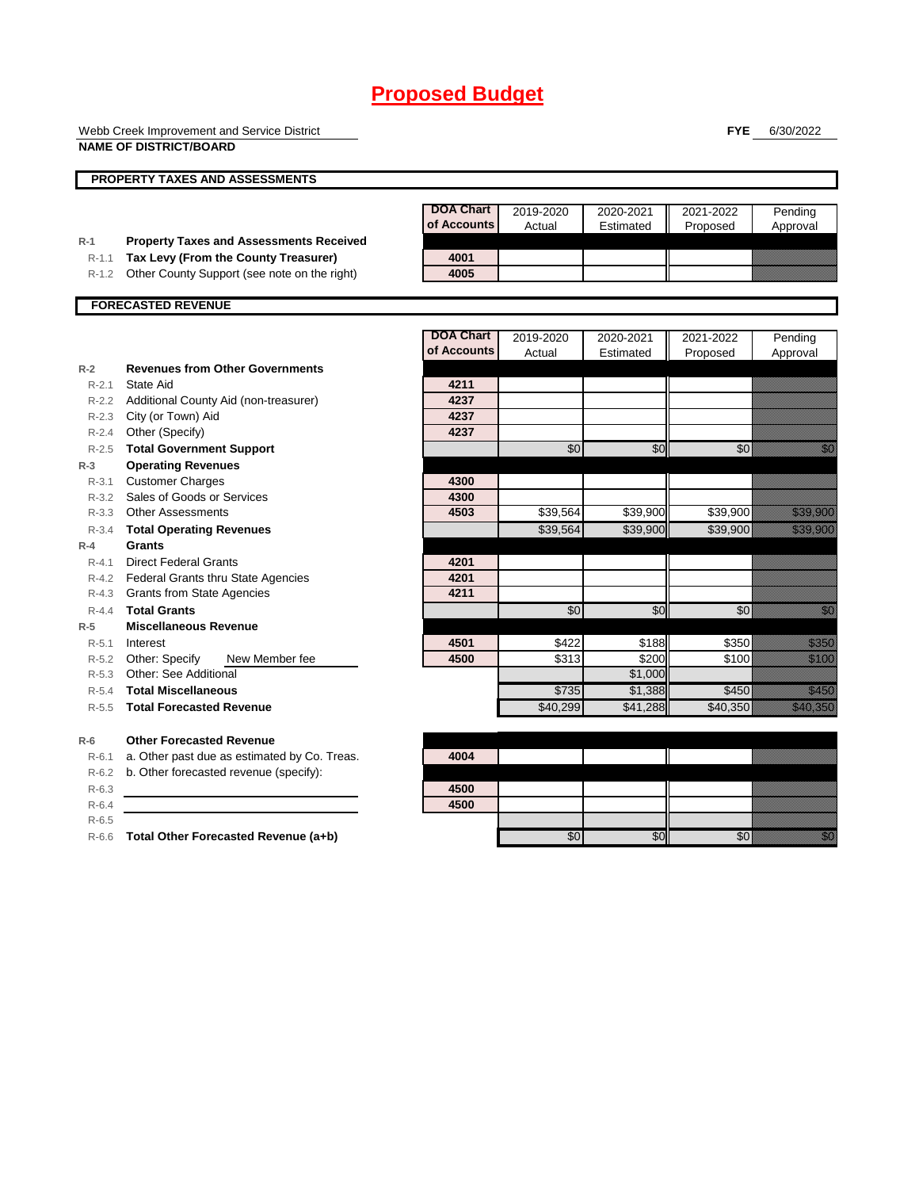# Proposed Budget

Webb Creek Improvement and Service District

**NAME OF DISTRICT/BOARD**

**FYE** 6/30/2022

## PROPERTY TAXES AND ASSESSMENTS

| | | DOA Chart of Accounts | 2019-2020 Actual | 2020-2021 Estimated | 2021-2022 Proposed | Pending Approval |
|---|---|---|---|---|---|---|
| R-1 | **Property Taxes and Assessments Received** | | | | | |
| R-1.1 | **Tax Levy (From the County Treasurer)** | 4001 | | | | |
| R-1.2 | Other County Support (see note on the right) | 4005 | | | | |

## FORECASTED REVENUE

| | | DOA Chart of Accounts | 2019-2020 Actual | 2020-2021 Estimated | 2021-2022 Proposed | Pending Approval |
|---|---|---|---|---|---|---|
| R-2 | **Revenues from Other Governments** | | | | | |
| R-2.1 | State Aid | 4211 | | | | |
| R-2.2 | Additional County Aid (non-treasurer) | 4237 | | | | |
| R-2.3 | City (or Town) Aid | 4237 | | | | |
| R-2.4 | Other (Specify) | 4237 | | | | |
| R-2.5 | **Total Government Support** | | $0 | $0 | $0 | $0 |
| R-3 | **Operating Revenues** | | | | | |
| R-3.1 | Customer Charges | 4300 | | | | |
| R-3.2 | Sales of Goods or Services | 4300 | | | | |
| R-3.3 | Other Assessments | 4503 | $39,564 | $39,900 | $39,900 | $39,900 |
| R-3.4 | **Total Operating Revenues** | | $39,564 | $39,900 | $39,900 | $39,900 |
| R-4 | **Grants** | | | | | |
| R-4.1 | Direct Federal Grants | 4201 | | | | |
| R-4.2 | Federal Grants thru State Agencies | 4201 | | | | |
| R-4.3 | Grants from State Agencies | 4211 | | | | |
| R-4.4 | **Total Grants** | | $0 | $0 | $0 | $0 |
| R-5 | **Miscellaneous Revenue** | | | | | |
| R-5.1 | Interest | 4501 | $422 | $188 | $350 | $350 |
| R-5.2 | Other: Specify New Member fee | 4500 | $313 | $200 | $100 | $100 |
| R-5.3 | Other: See Additional | | | $1,000 | | |
| R-5.4 | **Total Miscellaneous** | | $735 | $1,388 | $450 | $450 |
| R-5.5 | **Total Forecasted Revenue** | | $40,299 | $41,288 | $40,350 | $40,350 |
| | | | | | | |
| R-6 | **Other Forecasted Revenue** | | | | | |
| R-6.1 | a. Other past due as estimated by Co. Treas. | 4004 | | | | |
| R-6.2 | b. Other forecasted revenue (specify): | | | | | |
| R-6.3 | | 4500 | | | | |
| R-6.4 | | 4500 | | | | |
| R-6.5 | | | | | | |
| R-6.6 | **Total Other Forecasted Revenue (a+b)** | | $0 | $0 | $0 | $0 |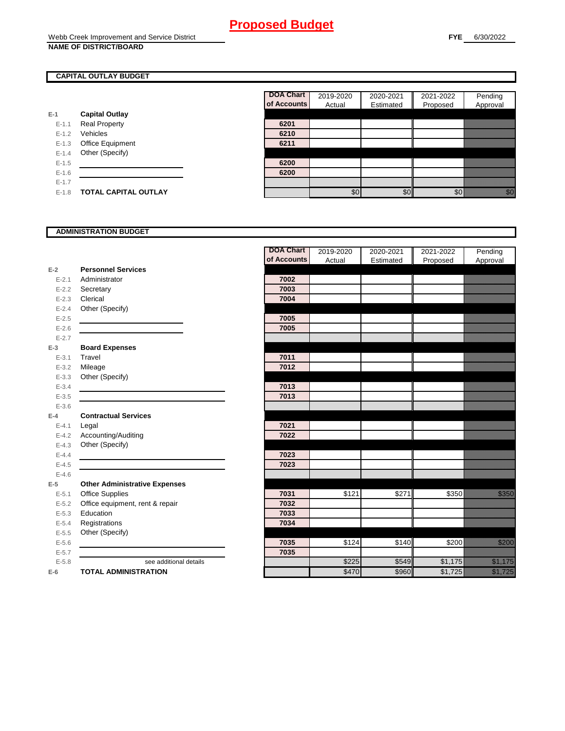# Proposed Budget

Webb Creek Improvement and Service District
**NAME OF DISTRICT/BOARD**

**FYE** 6/30/2022

## CAPITAL OUTLAY BUDGET

| | | DOA Chart of Accounts | 2019-2020 Actual | 2020-2021 Estimated | 2021-2022 Proposed | Pending Approval |
|---|---|---|---|---|---|---|
| E-1 | **Capital Outlay** | | | | | |
| E-1.1 | Real Property | 6201 | | | | |
| E-1.2 | Vehicles | 6210 | | | | |
| E-1.3 | Office Equipment | 6211 | | | | |
| E-1.4 | Other (Specify) | | | | | |
| E-1.5 | | 6200 | | | | |
| E-1.6 | | 6200 | | | | |
| E-1.7 | | | | | | |
| E-1.8 | **TOTAL CAPITAL OUTLAY** | | $0 | $0 | $0 | $0 |

## ADMINISTRATION BUDGET

| | | DOA Chart of Accounts | 2019-2020 Actual | 2020-2021 Estimated | 2021-2022 Proposed | Pending Approval |
|---|---|---|---|---|---|---|
| E-2 | **Personnel Services** | | | | | |
| E-2.1 | Administrator | 7002 | | | | |
| E-2.2 | Secretary | 7003 | | | | |
| E-2.3 | Clerical | 7004 | | | | |
| E-2.4 | Other (Specify) | | | | | |
| E-2.5 | | 7005 | | | | |
| E-2.6 | | 7005 | | | | |
| E-2.7 | | | | | | |
| E-3 | **Board Expenses** | | | | | |
| E-3.1 | Travel | 7011 | | | | |
| E-3.2 | Mileage | 7012 | | | | |
| E-3.3 | Other (Specify) | | | | | |
| E-3.4 | | 7013 | | | | |
| E-3.5 | | 7013 | | | | |
| E-3.6 | | | | | | |
| E-4 | **Contractual Services** | | | | | |
| E-4.1 | Legal | 7021 | | | | |
| E-4.2 | Accounting/Auditing | 7022 | | | | |
| E-4.3 | Other (Specify) | | | | | |
| E-4.4 | | 7023 | | | | |
| E-4.5 | | 7023 | | | | |
| E-4.6 | | | | | | |
| E-5 | **Other Administrative Expenses** | | | | | |
| E-5.1 | Office Supplies | 7031 | $121 | $271 | $350 | $350 |
| E-5.2 | Office equipment, rent & repair | 7032 | | | | |
| E-5.3 | Education | 7033 | | | | |
| E-5.4 | Registrations | 7034 | | | | |
| E-5.5 | Other (Specify) | | | | | |
| E-5.6 | | 7035 | $124 | $140 | $200 | $200 |
| E-5.7 | | 7035 | | | | |
| E-5.8 | see additional details | | $225 | $549 | $1,175 | $1,175 |
| E-6 | **TOTAL ADMINISTRATION** | | $470 | $960 | $1,725 | $1,725 |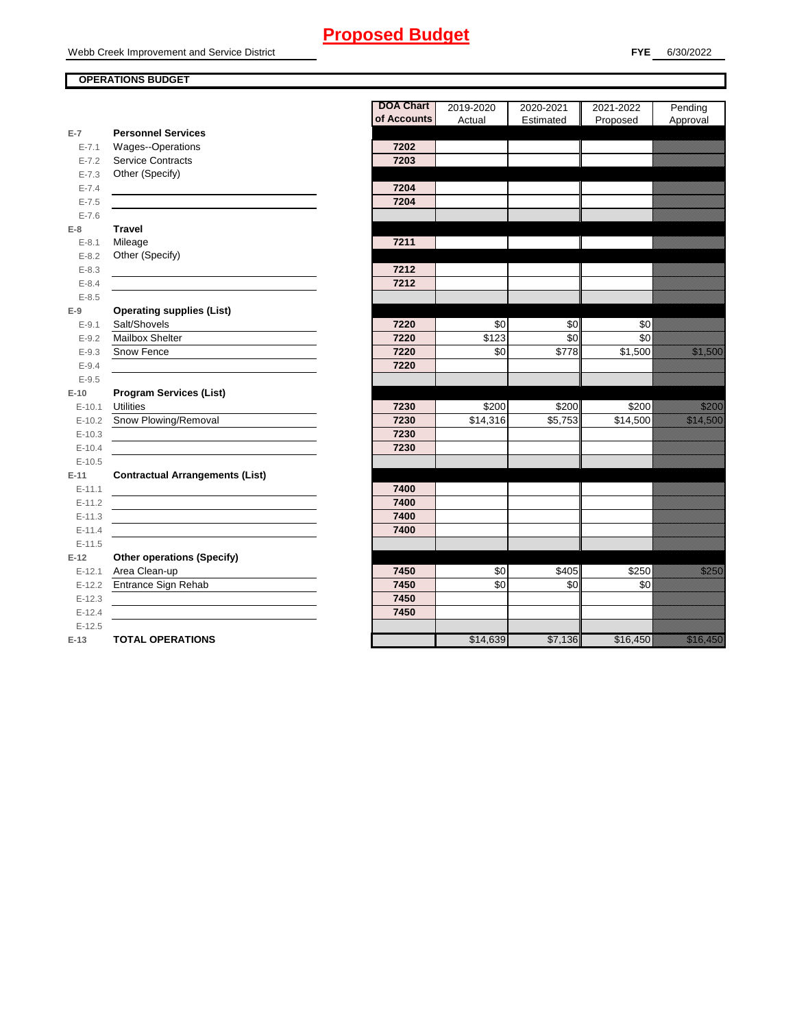# Proposed Budget

Webb Creek Improvement and Service District

**FYE** 6/30/2022

**OPERATIONS BUDGET**

| | | DOA Chart of Accounts | 2019-2020 Actual | 2020-2021 Estimated | 2021-2022 Proposed | Pending Approval |
|---|---|---|---|---|---|---|
| **E-7** | **Personnel Services** | | | | | |
| E-7.1 | Wages--Operations | 7202 | | | | |
| E-7.2 | Service Contracts | 7203 | | | | |
| E-7.3 | Other (Specify) | | | | | |
| E-7.4 | | 7204 | | | | |
| E-7.5 | | 7204 | | | | |
| E-7.6 | | | | | | |
| **E-8** | **Travel** | | | | | |
| E-8.1 | Mileage | 7211 | | | | |
| E-8.2 | Other (Specify) | | | | | |
| E-8.3 | | 7212 | | | | |
| E-8.4 | | 7212 | | | | |
| E-8.5 | | | | | | |
| **E-9** | **Operating supplies (List)** | | | | | |
| E-9.1 | Salt/Shovels | 7220 | $0 | $0 | $0 | |
| E-9.2 | Mailbox Shelter | 7220 | $123 | $0 | $0 | |
| E-9.3 | Snow Fence | 7220 | $0 | $778 | $1,500 | $1,500 |
| E-9.4 | | 7220 | | | | |
| E-9.5 | | | | | | |
| **E-10** | **Program Services (List)** | | | | | |
| E-10.1 | Utilities | 7230 | $200 | $200 | $200 | $200 |
| E-10.2 | Snow Plowing/Removal | 7230 | $14,316 | $5,753 | $14,500 | $14,500 |
| E-10.3 | | 7230 | | | | |
| E-10.4 | | 7230 | | | | |
| E-10.5 | | | | | | |
| **E-11** | **Contractual Arrangements (List)** | | | | | |
| E-11.1 | | 7400 | | | | |
| E-11.2 | | 7400 | | | | |
| E-11.3 | | 7400 | | | | |
| E-11.4 | | 7400 | | | | |
| E-11.5 | | | | | | |
| **E-12** | **Other operations (Specify)** | | | | | |
| E-12.1 | Area Clean-up | 7450 | $0 | $405 | $250 | $250 |
| E-12.2 | Entrance Sign Rehab | 7450 | $0 | $0 | $0 | |
| E-12.3 | | 7450 | | | | |
| E-12.4 | | 7450 | | | | |
| E-12.5 | | | | | | |
| **E-13** | **TOTAL OPERATIONS** | | $14,639 | $7,136 | $16,450 | $16,450 |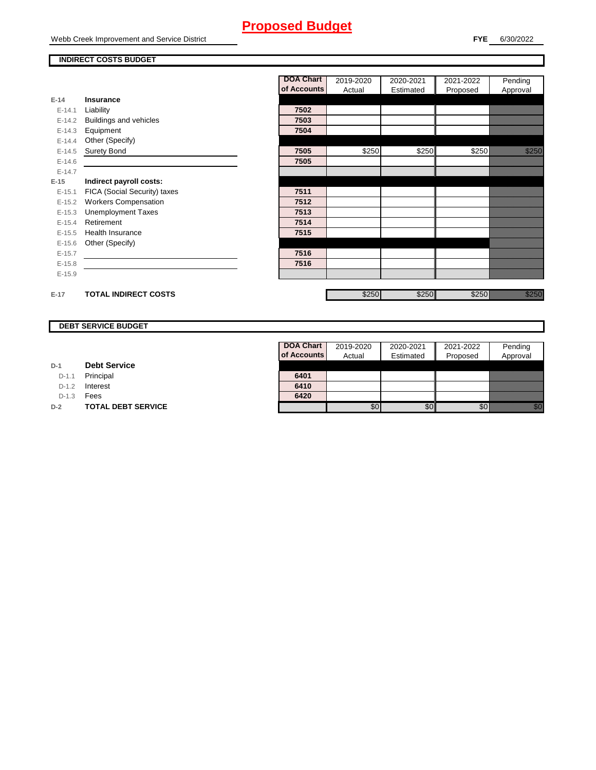# Proposed Budget

Webb Creek Improvement and Service District

**FYE** 6/30/2022

## INDIRECT COSTS BUDGET

| | | DOA Chart of Accounts | 2019-2020 Actual | 2020-2021 Estimated | 2021-2022 Proposed | Pending Approval |
|---|---|---|---|---|---|---|
| **E-14** | **Insurance** | | | | | |
| E-14.1 | Liability | 7502 | | | | |
| E-14.2 | Buildings and vehicles | 7503 | | | | |
| E-14.3 | Equipment | 7504 | | | | |
| E-14.4 | Other (Specify) | | | | | |
| E-14.5 | Surety Bond | 7505 | $250 | $250 | $250 | $250 |
| E-14.6 | | 7505 | | | | |
| E-14.7 | | | | | | |
| **E-15** | **Indirect payroll costs:** | | | | | |
| E-15.1 | FICA (Social Security) taxes | 7511 | | | | |
| E-15.2 | Workers Compensation | 7512 | | | | |
| E-15.3 | Unemployment Taxes | 7513 | | | | |
| E-15.4 | Retirement | 7514 | | | | |
| E-15.5 | Health Insurance | 7515 | | | | |
| E-15.6 | Other (Specify) | | | | | |
| E-15.7 | | 7516 | | | | |
| E-15.8 | | 7516 | | | | |
| E-15.9 | | | | | | |
| **E-17** | **TOTAL INDIRECT COSTS** | | $250 | $250 | $250 | $250 |

## DEBT SERVICE BUDGET

| | | DOA Chart of Accounts | 2019-2020 Actual | 2020-2021 Estimated | 2021-2022 Proposed | Pending Approval |
|---|---|---|---|---|---|---|
| **D-1** | **Debt Service** | | | | | |
| D-1.1 | Principal | 6401 | | | | |
| D-1.2 | Interest | 6410 | | | | |
| D-1.3 | Fees | 6420 | | | | |
| **D-2** | **TOTAL DEBT SERVICE** | | $0 | $0 | $0 | $0 |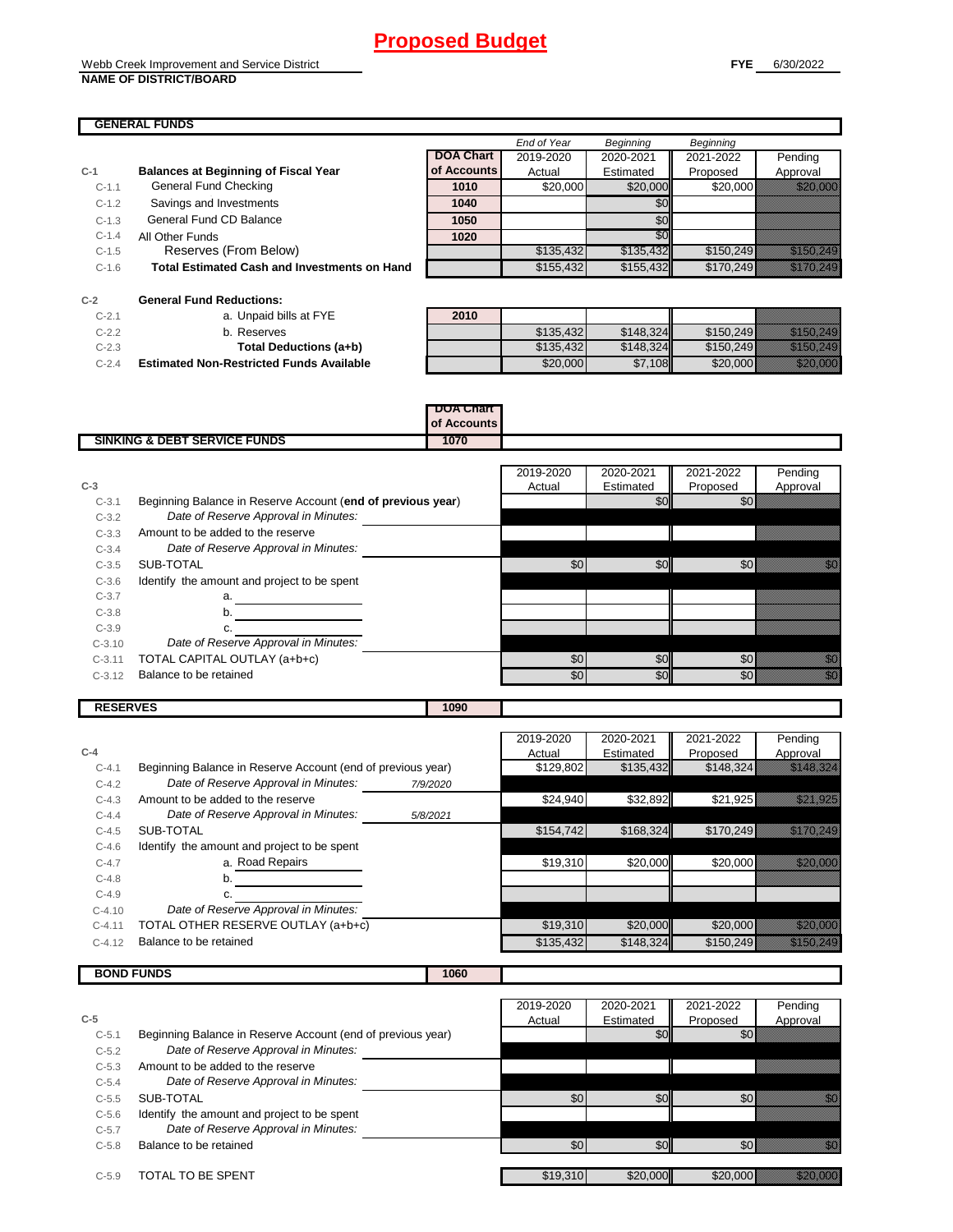# Proposed Budget

Webb Creek Improvement and Service District
**NAME OF DISTRICT/BOARD**

**FYE** 6/30/2022

## GENERAL FUNDS

| | | DOA Chart of Accounts | End of Year 2019-2020 Actual | Beginning 2020-2021 Estimated | Beginning 2021-2022 Proposed | Pending Approval |
|---|---|---|---|---|---|---|
| **C-1** | **Balances at Beginning of Fiscal Year** | | | | | |
| C-1.1 | General Fund Checking | 1010 | $20,000 | $20,000 | $20,000 | $20,000 |
| C-1.2 | Savings and Investments | 1040 | | $0 | | |
| C-1.3 | General Fund CD Balance | 1050 | | $0 | | |
| C-1.4 | All Other Funds | 1020 | | $0 | | |
| C-1.5 | Reserves (From Below) | | $135,432 | $135,432 | $150,249 | $150,249 |
| C-1.6 | **Total Estimated Cash and Investments on Hand** | | $155,432 | $155,432 | $170,249 | $170,249 |
| **C-2** | **General Fund Reductions:** | | | | | |
| C-2.1 | a. Unpaid bills at FYE | 2010 | | | | |
| C-2.2 | b. Reserves | | $135,432 | $148,324 | $150,249 | $150,249 |
| C-2.3 | **Total Deductions (a+b)** | | $135,432 | $148,324 | $150,249 | $150,249 |
| C-2.4 | **Estimated Non-Restricted Funds Available** | | $20,000 | $7,108 | $20,000 | $20,000 |

## SINKING & DEBT SERVICE FUNDS (DOA Chart of Accounts 1070)

| **C-3** | | | 2019-2020 Actual | 2020-2021 Estimated | 2021-2022 Proposed | Pending Approval |
|---|---|---|---|---|---|---|
| C-3.1 | Beginning Balance in Reserve Account (**end of previous year**) | | | $0 | $0 | |
| C-3.2 | *Date of Reserve Approval in Minutes:* | | | | | |
| C-3.3 | Amount to be added to the reserve | | | | | |
| C-3.4 | *Date of Reserve Approval in Minutes:* | | | | | |
| C-3.5 | SUB-TOTAL | | $0 | $0 | $0 | $0 |
| C-3.6 | Identify the amount and project to be spent | | | | | |
| C-3.7 | a. | | | | | |
| C-3.8 | b. | | | | | |
| C-3.9 | c. | | | | | |
| C-3.10 | *Date of Reserve Approval in Minutes:* | | | | | |
| C-3.11 | TOTAL CAPITAL OUTLAY (a+b+c) | | $0 | $0 | $0 | $0 |
| C-3.12 | Balance to be retained | | $0 | $0 | $0 | $0 |

## RESERVES (1090)

| **C-4** | | | 2019-2020 Actual | 2020-2021 Estimated | 2021-2022 Proposed | Pending Approval |
|---|---|---|---|---|---|---|
| C-4.1 | Beginning Balance in Reserve Account (end of previous year) | | $129,802 | $135,432 | $148,324 | $148,324 |
| C-4.2 | *Date of Reserve Approval in Minutes:* | *7/9/2020* | | | | |
| C-4.3 | Amount to be added to the reserve | | $24,940 | $32,892 | $21,925 | $21,925 |
| C-4.4 | *Date of Reserve Approval in Minutes:* | *5/8/2021* | | | | |
| C-4.5 | SUB-TOTAL | | $154,742 | $168,324 | $170,249 | $170,249 |
| C-4.6 | Identify the amount and project to be spent | | | | | |
| C-4.7 | a. Road Repairs | | $19,310 | $20,000 | $20,000 | $20,000 |
| C-4.8 | b. | | | | | |
| C-4.9 | c. | | | | | |
| C-4.10 | *Date of Reserve Approval in Minutes:* | | | | | |
| C-4.11 | TOTAL OTHER RESERVE OUTLAY (a+b+c) | | $19,310 | $20,000 | $20,000 | $20,000 |
| C-4.12 | Balance to be retained | | $135,432 | $148,324 | $150,249 | $150,249 |

## BOND FUNDS (1060)

| **C-5** | | | 2019-2020 Actual | 2020-2021 Estimated | 2021-2022 Proposed | Pending Approval |
|---|---|---|---|---|---|---|
| C-5.1 | Beginning Balance in Reserve Account (end of previous year) | | | $0 | $0 | |
| C-5.2 | *Date of Reserve Approval in Minutes:* | | | | | |
| C-5.3 | Amount to be added to the reserve | | | | | |
| C-5.4 | *Date of Reserve Approval in Minutes:* | | | | | |
| C-5.5 | SUB-TOTAL | | $0 | $0 | $0 | $0 |
| C-5.6 | Identify the amount and project to be spent | | | | | |
| C-5.7 | *Date of Reserve Approval in Minutes:* | | | | | |
| C-5.8 | Balance to be retained | | $0 | $0 | $0 | $0 |
| C-5.9 | TOTAL TO BE SPENT | | $19,310 | $20,000 | $20,000 | $20,000 |